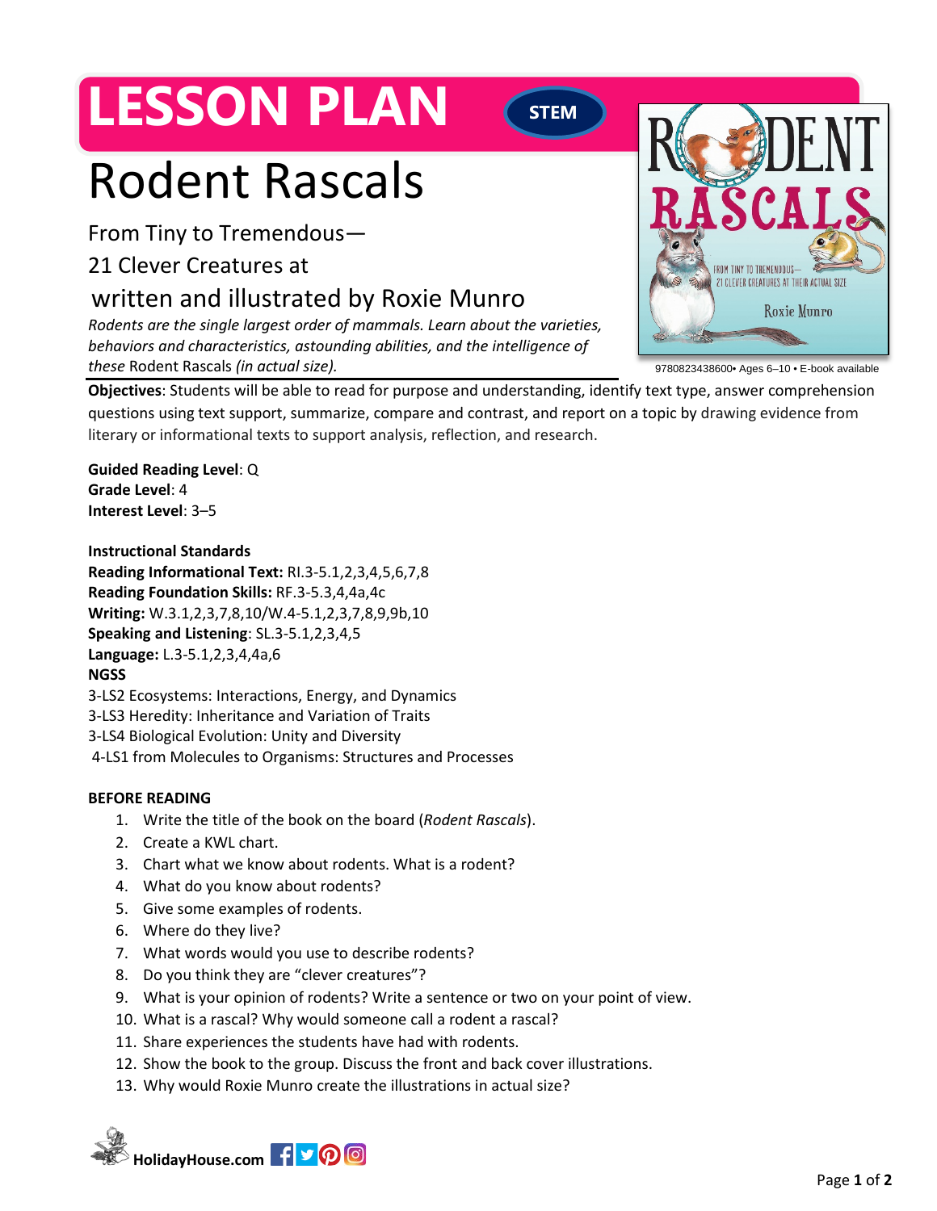# LESSON PLAN

**STEM**

# Rodent Rascals

From Tiny to Tremendous—

21 Clever Creatures at

written and illustrated by Roxie Munro

*Rodents are the single largest order of mammals. Learn about the varieties, behaviors and characteristics, astounding abilities, and the intelligence of these* Rodent Rascals *(in actual size).*

9780823438600• Ages 6–10 • E-book available

**Objectives**: Students will be able to read for purpose and understanding, identify text type, answer comprehension questions using text support, summarize, compare and contrast, and report on a topic by drawing evidence from literary or informational texts to support analysis, reflection, and research.

**Guided Reading Level**: Q
**Grade Level**: 4
**Interest Level**: 3–5

**Instructional Standards**
**Reading Informational Text:** RI.3-5.1,2,3,4,5,6,7,8
**Reading Foundation Skills:** RF.3-5.3,4,4a,4c
**Writing:** W.3.1,2,3,7,8,10/W.4-5.1,2,3,7,8,9,9b,10
**Speaking and Listening**: SL.3-5.1,2,3,4,5
**Language:** L.3-5.1,2,3,4,4a,6
**NGSS**
3-LS2 Ecosystems: Interactions, Energy, and Dynamics
3-LS3 Heredity: Inheritance and Variation of Traits
3-LS4 Biological Evolution: Unity and Diversity
4-LS1 from Molecules to Organisms: Structures and Processes

**BEFORE READING**

1. Write the title of the book on the board (*Rodent Rascals*).
2. Create a KWL chart.
3. Chart what we know about rodents. What is a rodent?
4. What do you know about rodents?
5. Give some examples of rodents.
6. Where do they live?
7. What words would you use to describe rodents?
8. Do you think they are "clever creatures"?
9. What is your opinion of rodents? Write a sentence or two on your point of view.
10. What is a rascal? Why would someone call a rodent a rascal?
11. Share experiences the students have had with rodents.
12. Show the book to the group. Discuss the front and back cover illustrations.
13. Why would Roxie Munro create the illustrations in actual size?

HolidayHouse.com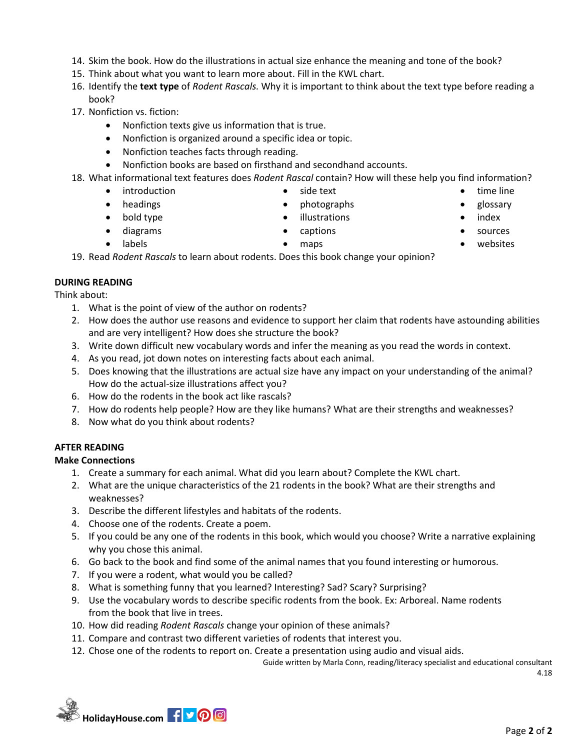14. Skim the book. How do the illustrations in actual size enhance the meaning and tone of the book?
15. Think about what you want to learn more about. Fill in the KWL chart.
16. Identify the **text type** of *Rodent Rascals.* Why it is important to think about the text type before reading a book?
17. Nonfiction vs. fiction:
    - Nonfiction texts give us information that is true.
    - Nonfiction is organized around a specific idea or topic.
    - Nonfiction teaches facts through reading.
    - Nonfiction books are based on firsthand and secondhand accounts.
18. What informational text features does *Rodent Rascal* contain? How will these help you find information?
    - introduction
    - headings
    - bold type
    - diagrams
    - labels
    - side text
    - photographs
    - illustrations
    - captions
    - maps
    - time line
    - glossary
    - index
    - sources
    - websites
19. Read *Rodent Rascals* to learn about rodents. Does this book change your opinion?

**DURING READING**

Think about:

1. What is the point of view of the author on rodents?
2. How does the author use reasons and evidence to support her claim that rodents have astounding abilities and are very intelligent? How does she structure the book?
3. Write down difficult new vocabulary words and infer the meaning as you read the words in context.
4. As you read, jot down notes on interesting facts about each animal.
5. Does knowing that the illustrations are actual size have any impact on your understanding of the animal? How do the actual-size illustrations affect you?
6. How do the rodents in the book act like rascals?
7. How do rodents help people? How are they like humans? What are their strengths and weaknesses?
8. Now what do you think about rodents?

**AFTER READING**

**Make Connections**

1. Create a summary for each animal. What did you learn about? Complete the KWL chart.
2. What are the unique characteristics of the 21 rodents in the book? What are their strengths and weaknesses?
3. Describe the different lifestyles and habitats of the rodents.
4. Choose one of the rodents. Create a poem.
5. If you could be any one of the rodents in this book, which would you choose? Write a narrative explaining why you chose this animal.
6. Go back to the book and find some of the animal names that you found interesting or humorous.
7. If you were a rodent, what would you be called?
8. What is something funny that you learned? Interesting? Sad? Scary? Surprising?
9. Use the vocabulary words to describe specific rodents from the book. Ex: Arboreal. Name rodents from the book that live in trees.
10. How did reading *Rodent Rascals* change your opinion of these animals?
11. Compare and contrast two different varieties of rodents that interest you.
12. Chose one of the rodents to report on. Create a presentation using audio and visual aids.

Guide written by Marla Conn, reading/literacy specialist and educational consultant
4.18

HolidayHouse.com